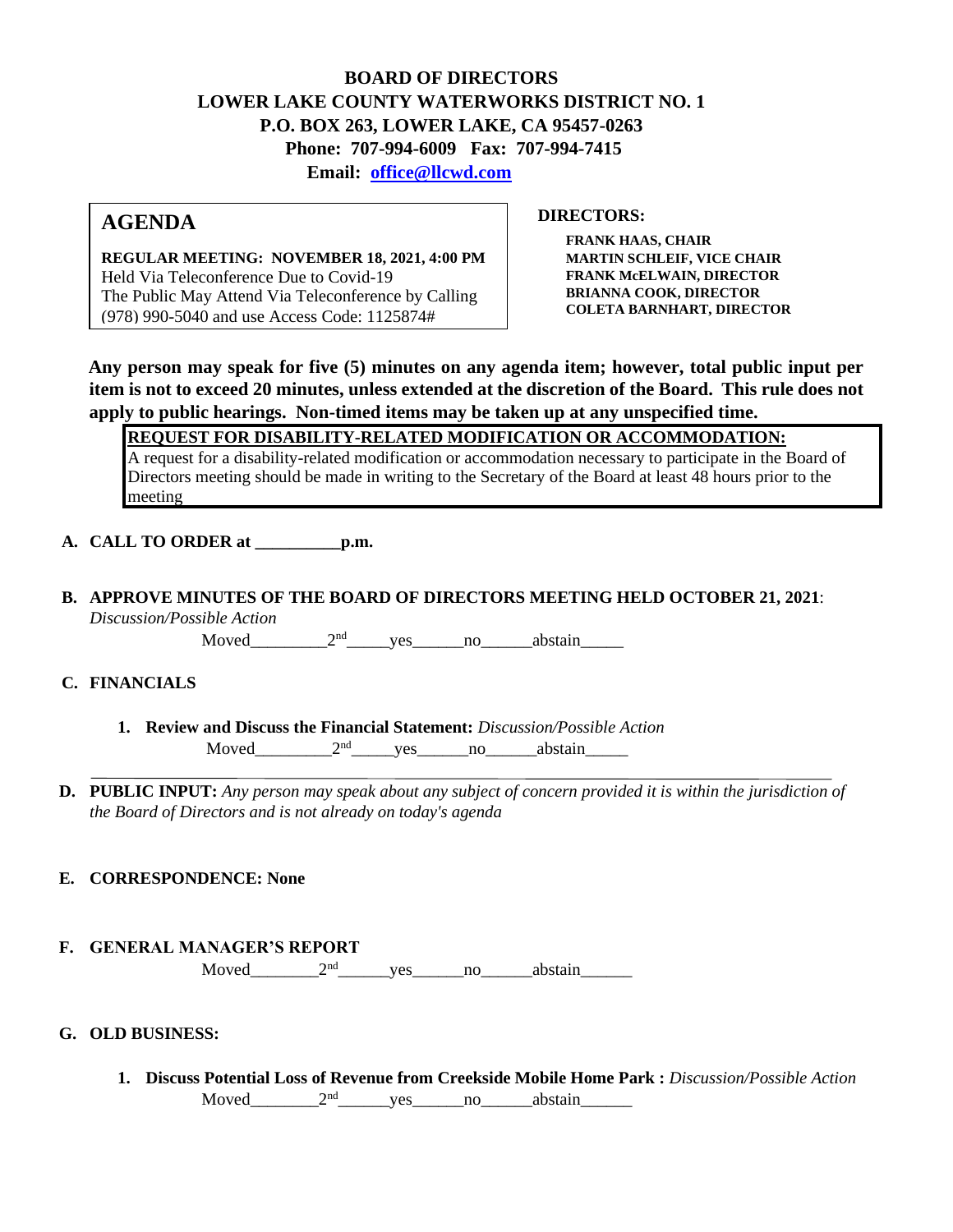# BOARD OF DIRECTORS
# LOWER LAKE COUNTY WATERWORKS DISTRICT NO. 1
**P.O. BOX 263, LOWER LAKE, CA 95457-0263**
**Phone: 707-994-6009 Fax: 707-994-7415**
**Email: office@llcwd.com**

## AGENDA

**REGULAR MEETING: NOVEMBER 18, 2021, 4:00 PM**
Held Via Teleconference Due to Covid-19
The Public May Attend Via Teleconference by Calling (978) 990-5040 and use Access Code: 1125874#

**DIRECTORS:**

**FRANK HAAS, CHAIR**
**MARTIN SCHLEIF, VICE CHAIR**
**FRANK McELWAIN, DIRECTOR**
**BRIANNA COOK, DIRECTOR**
**COLETA BARNHART, DIRECTOR**

**Any person may speak for five (5) minutes on any agenda item; however, total public input per item is not to exceed 20 minutes, unless extended at the discretion of the Board. This rule does not apply to public hearings. Non-timed items may be taken up at any unspecified time.**

**REQUEST FOR DISABILITY-RELATED MODIFICATION OR ACCOMMODATION:**
A request for a disability-related modification or accommodation necessary to participate in the Board of Directors meeting should be made in writing to the Secretary of the Board at least 48 hours prior to the meeting

**A. CALL TO ORDER at __________p.m.**

**B. APPROVE MINUTES OF THE BOARD OF DIRECTORS MEETING HELD OCTOBER 21, 2021**:
*Discussion/Possible Action*

Moved_________2nd_____yes______no______abstain_____

**C. FINANCIALS**

1. **Review and Discuss the Financial Statement:** *Discussion/Possible Action*

   Moved_________2nd_____yes______no______abstain_____

**D. PUBLIC INPUT:** *Any person may speak about any subject of concern provided it is within the jurisdiction of the Board of Directors and is not already on today's agenda*

**E. CORRESPONDENCE: None**

**F. GENERAL MANAGER'S REPORT**

Moved________2nd______yes______no______abstain______

**G. OLD BUSINESS:**

1. **Discuss Potential Loss of Revenue from Creekside Mobile Home Park :** *Discussion/Possible Action*

   Moved________2nd______yes______no______abstain______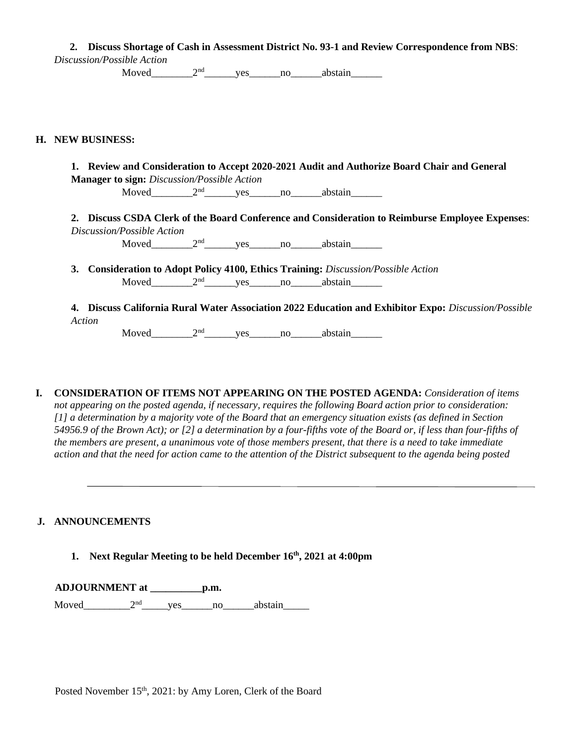2. **Discuss Shortage of Cash in Assessment District No. 93-1 and Review Correspondence from NBS**: *Discussion/Possible Action*

Moved________2nd______yes______no______abstain______

## H. NEW BUSINESS:

1. **Review and Consideration to Accept 2020-2021 Audit and Authorize Board Chair and General Manager to sign:** *Discussion/Possible Action*

   Moved________2nd______yes______no______abstain______

2. **Discuss CSDA Clerk of the Board Conference and Consideration to Reimburse Employee Expenses**: *Discussion/Possible Action*

   Moved________2nd______yes______no______abstain______

3. **Consideration to Adopt Policy 4100, Ethics Training:** *Discussion/Possible Action*

   Moved________2nd______yes______no______abstain______

4. **Discuss California Rural Water Association 2022 Education and Exhibitor Expo:** *Discussion/Possible Action*

   Moved________2nd______yes______no______abstain______

## I. CONSIDERATION OF ITEMS NOT APPEARING ON THE POSTED AGENDA:

*Consideration of items not appearing on the posted agenda, if necessary, requires the following Board action prior to consideration: [1] a determination by a majority vote of the Board that an emergency situation exists (as defined in Section 54956.9 of the Brown Act); or [2] a determination by a four-fifths vote of the Board or, if less than four-fifths of the members are present, a unanimous vote of those members present, that there is a need to take immediate action and that the need for action came to the attention of the District subsequent to the agenda being posted*

---

## J. ANNOUNCEMENTS

1. **Next Regular Meeting to be held December 16th, 2021 at 4:00pm**

**ADJOURNMENT at __________p.m.**

Moved_________2nd_____yes______no______abstain_____

Posted November 15th, 2021: by Amy Loren, Clerk of the Board